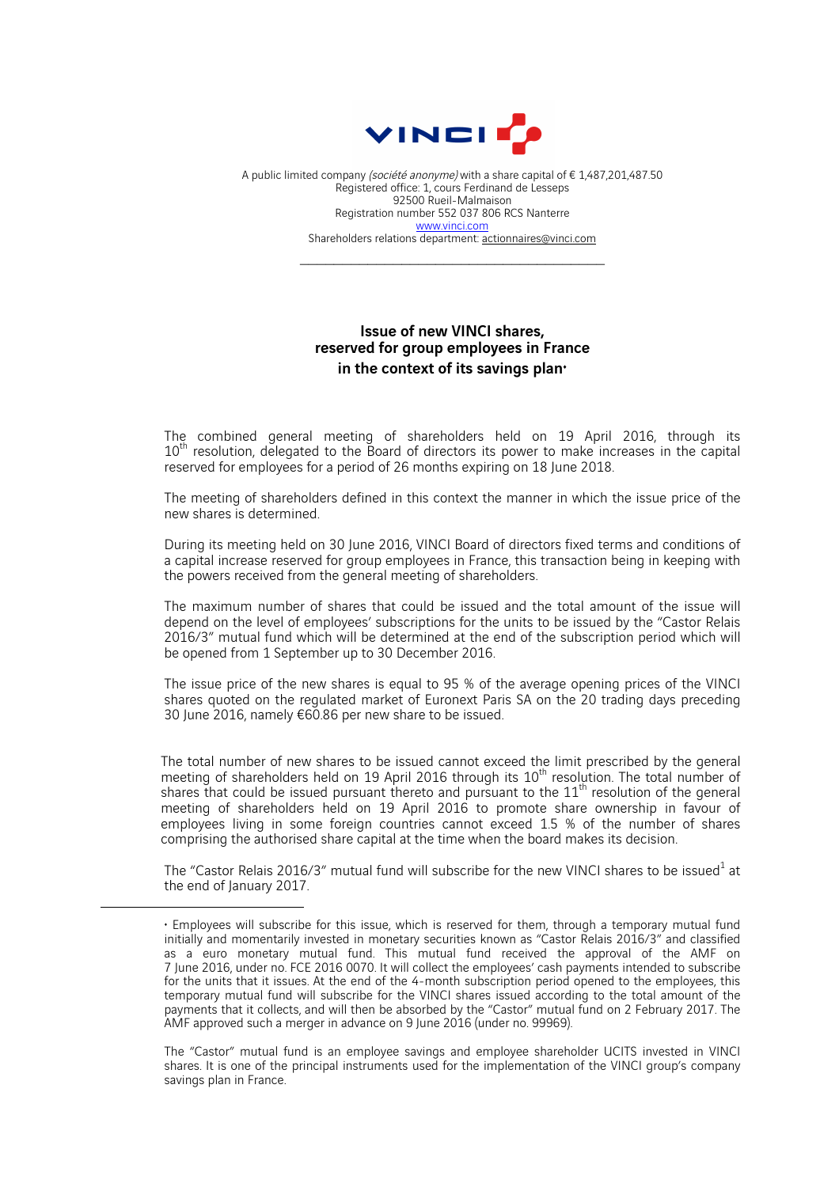A public limited company *(société anonyme)* with a share capital of € 1,487,201,487.50
Registered office: 1, cours Ferdinand de Lesseps
92500 Rueil-Malmaison
Registration number 552 037 806 RCS Nanterre
www.vinci.com
Shareholders relations department: actionnaires@vinci.com

---

## Issue of new VINCI shares, reserved for group employees in France in the context of its savings plan•

The combined general meeting of shareholders held on 19 April 2016, through its 10th resolution, delegated to the Board of directors its power to make increases in the capital reserved for employees for a period of 26 months expiring on 18 June 2018.

The meeting of shareholders defined in this context the manner in which the issue price of the new shares is determined.

During its meeting held on 30 June 2016, VINCI Board of directors fixed terms and conditions of a capital increase reserved for group employees in France, this transaction being in keeping with the powers received from the general meeting of shareholders.

The maximum number of shares that could be issued and the total amount of the issue will depend on the level of employees' subscriptions for the units to be issued by the "Castor Relais 2016/3" mutual fund which will be determined at the end of the subscription period which will be opened from 1 September up to 30 December 2016.

The issue price of the new shares is equal to 95 % of the average opening prices of the VINCI shares quoted on the regulated market of Euronext Paris SA on the 20 trading days preceding 30 June 2016, namely €60.86 per new share to be issued.

The total number of new shares to be issued cannot exceed the limit prescribed by the general meeting of shareholders held on 19 April 2016 through its 10th resolution. The total number of shares that could be issued pursuant thereto and pursuant to the 11th resolution of the general meeting of shareholders held on 19 April 2016 to promote share ownership in favour of employees living in some foreign countries cannot exceed 1.5 % of the number of shares comprising the authorised share capital at the time when the board makes its decision.

The "Castor Relais 2016/3" mutual fund will subscribe for the new VINCI shares to be issued[1] at the end of January 2017.

---

• Employees will subscribe for this issue, which is reserved for them, through a temporary mutual fund initially and momentarily invested in monetary securities known as "Castor Relais 2016/3" and classified as a euro monetary mutual fund. This mutual fund received the approval of the AMF on 7 June 2016, under no. FCE 2016 0070. It will collect the employees' cash payments intended to subscribe for the units that it issues. At the end of the 4-month subscription period opened to the employees, this temporary mutual fund will subscribe for the VINCI shares issued according to the total amount of the payments that it collects, and will then be absorbed by the "Castor" mutual fund on 2 February 2017. The AMF approved such a merger in advance on 9 June 2016 (under no. 99969).

The "Castor" mutual fund is an employee savings and employee shareholder UCITS invested in VINCI shares. It is one of the principal instruments used for the implementation of the VINCI group's company savings plan in France.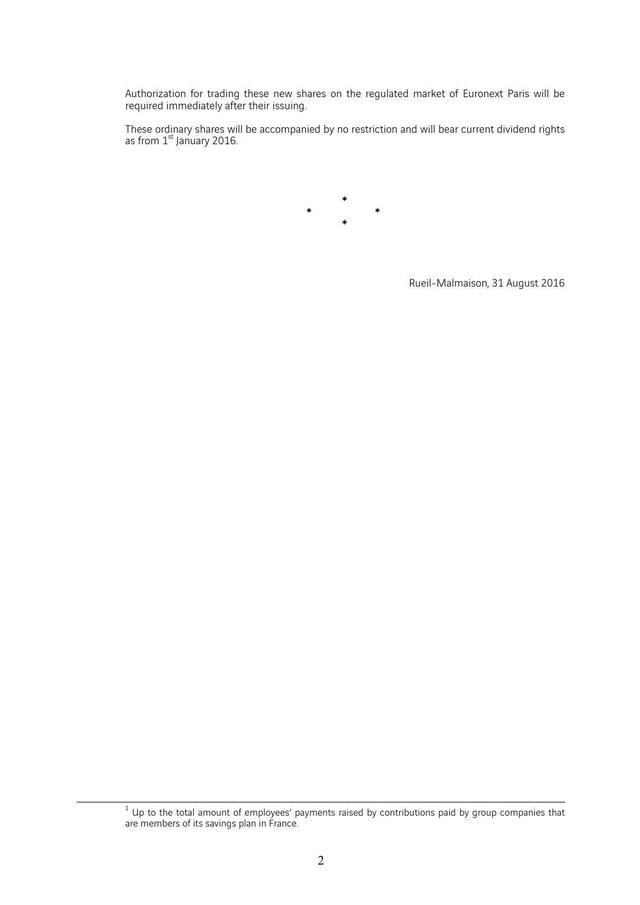Authorization for trading these new shares on the regulated market of Euronext Paris will be required immediately after their issuing.

These ordinary shares will be accompanied by no restriction and will bear current dividend rights as from 1st January 2016.

\*

\*    \*

\*

Rueil-Malmaison, 31 August 2016

---

[1] Up to the total amount of employees' payments raised by contributions paid by group companies that are members of its savings plan in France.